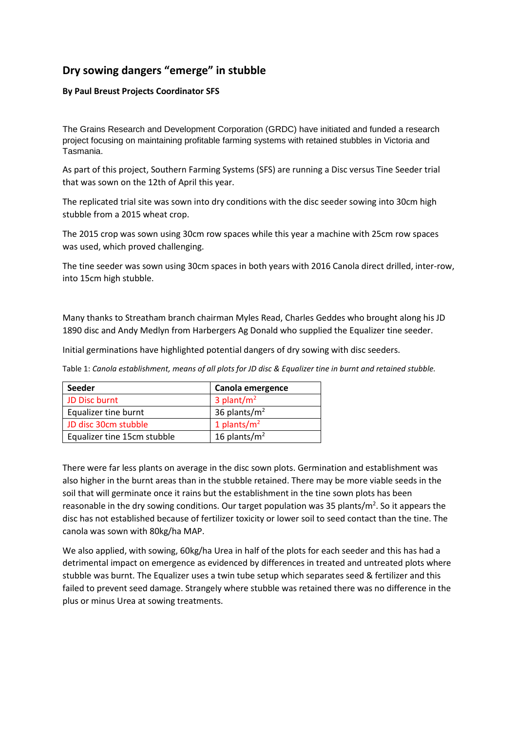# Dry sowing dangers "emerge" in stubble

**By Paul Breust Projects Coordinator SFS**

The Grains Research and Development Corporation (GRDC) have initiated and funded a research project focusing on maintaining profitable farming systems with retained stubbles in Victoria and Tasmania.

As part of this project, Southern Farming Systems (SFS) are running a Disc versus Tine Seeder trial that was sown on the 12th of April this year.

The replicated trial site was sown into dry conditions with the disc seeder sowing into 30cm high stubble from a 2015 wheat crop.

The 2015 crop was sown using 30cm row spaces while this year a machine with 25cm row spaces was used, which proved challenging.

The tine seeder was sown using 30cm spaces in both years with 2016 Canola direct drilled, inter-row, into 15cm high stubble.

Many thanks to Streatham branch chairman Myles Read, Charles Geddes who brought along his JD 1890 disc and Andy Medlyn from Harbergers Ag Donald who supplied the Equalizer tine seeder.

Initial germinations have highlighted potential dangers of dry sowing with disc seeders.

Table 1: *Canola establishment, means of all plots for JD disc & Equalizer tine in burnt and retained stubble.*

| Seeder | Canola emergence |
|---|---|
| JD Disc burnt | 3 plant/m$^2$ |
| Equalizer tine burnt | 36 plants/m$^2$ |
| JD disc 30cm stubble | 1 plants/m$^2$ |
| Equalizer tine 15cm stubble | 16 plants/m$^2$ |

There were far less plants on average in the disc sown plots. Germination and establishment was also higher in the burnt areas than in the stubble retained. There may be more viable seeds in the soil that will germinate once it rains but the establishment in the tine sown plots has been reasonable in the dry sowing conditions. Our target population was 35 plants/m$^2$. So it appears the disc has not established because of fertilizer toxicity or lower soil to seed contact than the tine. The canola was sown with 80kg/ha MAP.

We also applied, with sowing, 60kg/ha Urea in half of the plots for each seeder and this has had a detrimental impact on emergence as evidenced by differences in treated and untreated plots where stubble was burnt. The Equalizer uses a twin tube setup which separates seed & fertilizer and this failed to prevent seed damage. Strangely where stubble was retained there was no difference in the plus or minus Urea at sowing treatments.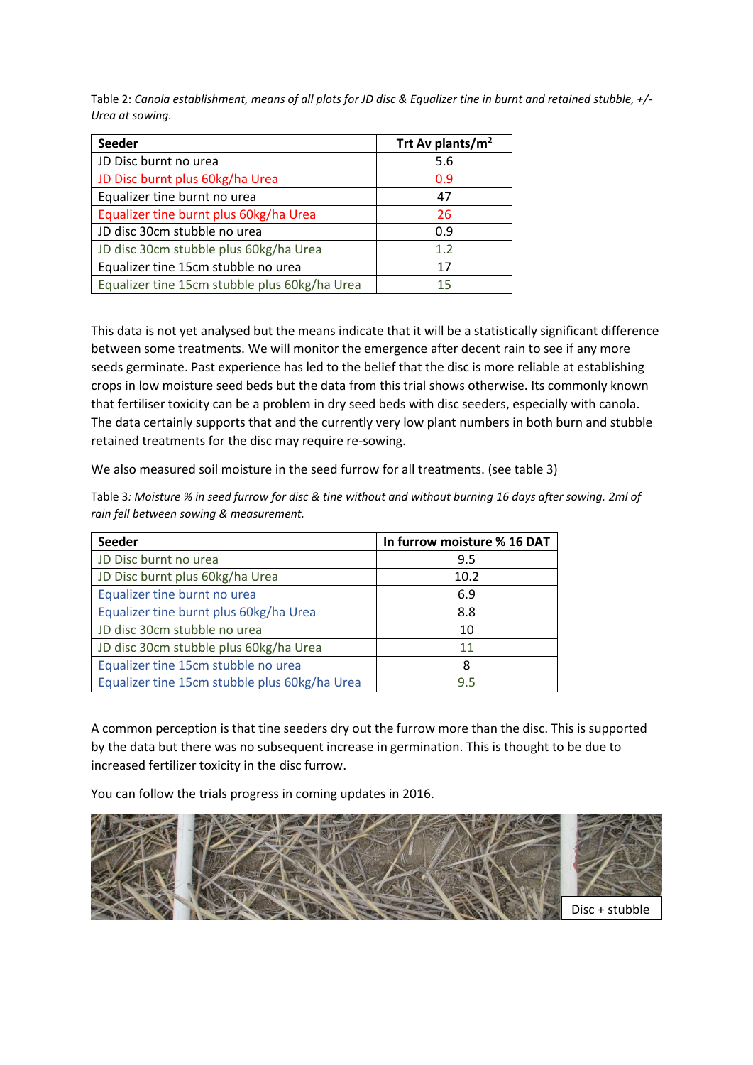Table 2: *Canola establishment, means of all plots for JD disc & Equalizer tine in burnt and retained stubble, +/- Urea at sowing.*

| Seeder | Trt Av plants/m$^2$ |
|---|---|
| JD Disc burnt no urea | 5.6 |
| JD Disc burnt plus 60kg/ha Urea | 0.9 |
| Equalizer tine burnt no urea | 47 |
| Equalizer tine burnt plus 60kg/ha Urea | 26 |
| JD disc 30cm stubble no urea | 0.9 |
| JD disc 30cm stubble plus 60kg/ha Urea | 1.2 |
| Equalizer tine 15cm stubble no urea | 17 |
| Equalizer tine 15cm stubble plus 60kg/ha Urea | 15 |

This data is not yet analysed but the means indicate that it will be a statistically significant difference between some treatments. We will monitor the emergence after decent rain to see if any more seeds germinate. Past experience has led to the belief that the disc is more reliable at establishing crops in low moisture seed beds but the data from this trial shows otherwise. Its commonly known that fertiliser toxicity can be a problem in dry seed beds with disc seeders, especially with canola. The data certainly supports that and the currently very low plant numbers in both burn and stubble retained treatments for the disc may require re-sowing.

We also measured soil moisture in the seed furrow for all treatments. (see table 3)

Table 3*: Moisture % in seed furrow for disc & tine without and without burning 16 days after sowing. 2ml of rain fell between sowing & measurement.*

| Seeder | In furrow moisture % 16 DAT |
|---|---|
| JD Disc burnt no urea | 9.5 |
| JD Disc burnt plus 60kg/ha Urea | 10.2 |
| Equalizer tine burnt no urea | 6.9 |
| Equalizer tine burnt plus 60kg/ha Urea | 8.8 |
| JD disc 30cm stubble no urea | 10 |
| JD disc 30cm stubble plus 60kg/ha Urea | 11 |
| Equalizer tine 15cm stubble no urea | 8 |
| Equalizer tine 15cm stubble plus 60kg/ha Urea | 9.5 |

A common perception is that tine seeders dry out the furrow more than the disc. This is supported by the data but there was no subsequent increase in germination. This is thought to be due to increased fertilizer toxicity in the disc furrow.

You can follow the trials progress in coming updates in 2016.

Disc + stubble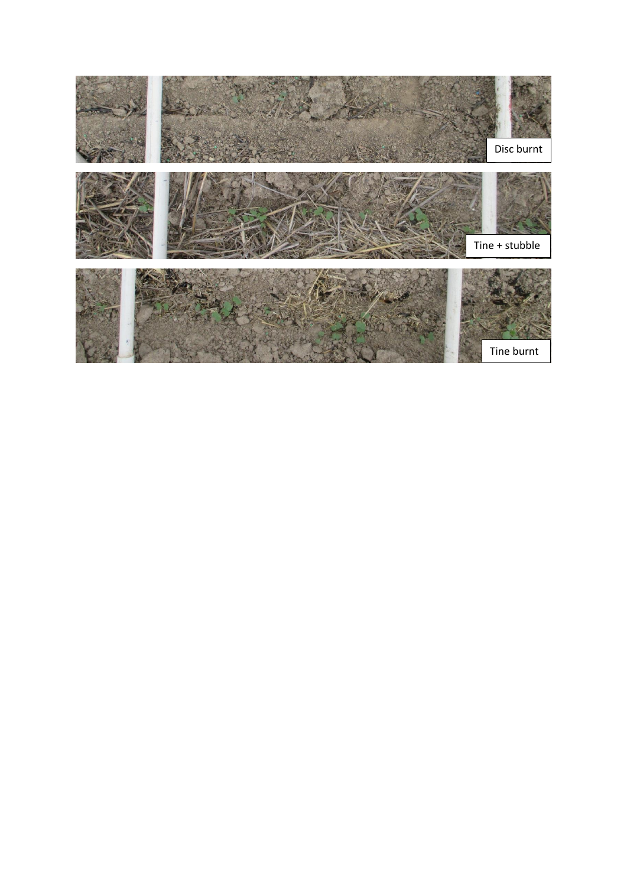Disc burnt

Tine + stubble

Tine burnt